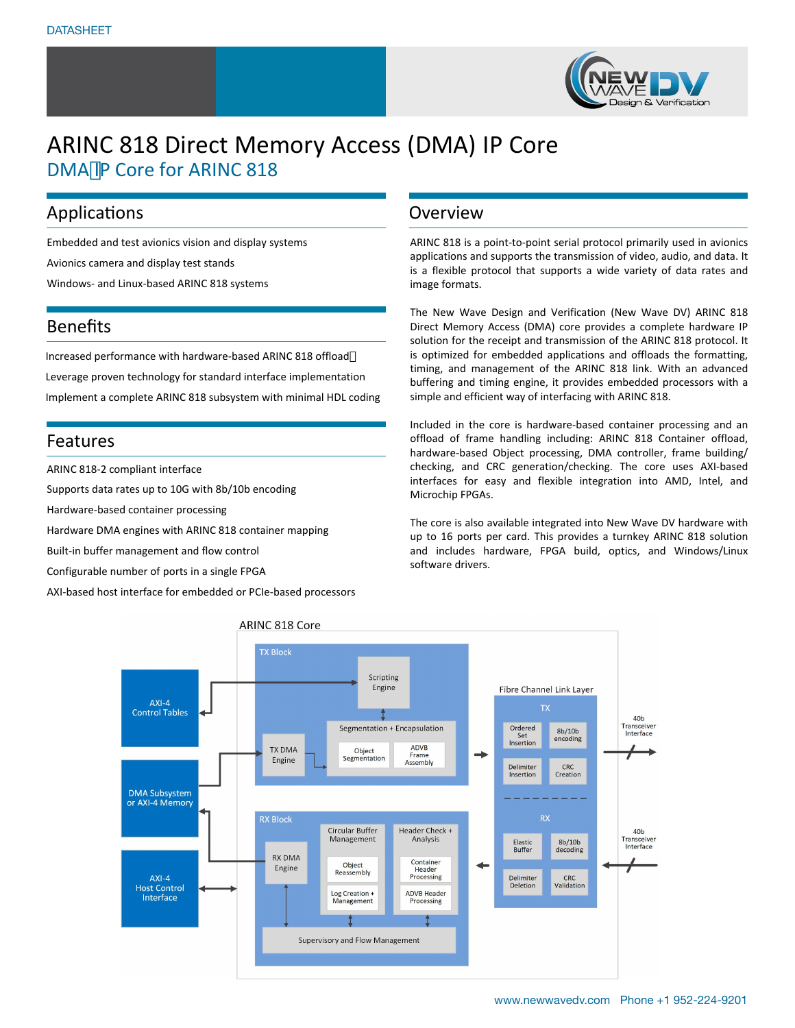DATASHEET

# ARINC 818 Direct Memory Access (DMA) IP Core

## DMA IP Core for ARINC 818

## Applications

Embedded and test avionics vision and display systems

Avionics camera and display test stands

Windows- and Linux-based ARINC 818 systems

## Benefits

Increased performance with hardware-based ARINC 818 offload

Leverage proven technology for standard interface implementation

Implement a complete ARINC 818 subsystem with minimal HDL coding

## Features

ARINC 818-2 compliant interface

Supports data rates up to 10G with 8b/10b encoding

Hardware-based container processing

Hardware DMA engines with ARINC 818 container mapping

Built-in buffer management and flow control

Configurable number of ports in a single FPGA

AXI-based host interface for embedded or PCIe-based processors

## Overview

ARINC 818 is a point-to-point serial protocol primarily used in avionics applications and supports the transmission of video, audio, and data. It is a flexible protocol that supports a wide variety of data rates and image formats.

The New Wave Design and Verification (New Wave DV) ARINC 818 Direct Memory Access (DMA) core provides a complete hardware IP solution for the receipt and transmission of the ARINC 818 protocol. It is optimized for embedded applications and offloads the formatting, timing, and management of the ARINC 818 link. With an advanced buffering and timing engine, it provides embedded processors with a simple and efficient way of interfacing with ARINC 818.

Included in the core is hardware-based container processing and an offload of frame handling including: ARINC 818 Container offload, hardware-based Object processing, DMA controller, frame building/checking, and CRC generation/checking. The core uses AXI-based interfaces for easy and flexible integration into AMD, Intel, and Microchip FPGAs.

The core is also available integrated into New Wave DV hardware with up to 16 ports per card. This provides a turnkey ARINC 818 solution and includes hardware, FPGA build, optics, and Windows/Linux software drivers.

ARINC 818 Core

TX Block: Scripting Engine; Segmentation + Encapsulation (Object Segmentation, ADVB Frame Assembly); TX DMA Engine

RX Block: RX DMA Engine; Circular Buffer Management (Object Reassembly, Log Creation + Management); Header Check + Analysis (Container Header Processing, ADVB Header Processing); Supervisory and Flow Management

Fibre Channel Link Layer — TX: Ordered Set Insertion, 8b/10b encoding, Delimiter Insertion, CRC Creation; RX: Elastic Buffer, 8b/10b decoding, Delimiter Deletion, CRC Validation

AXI-4 Control Tables; DMA Subsystem or AXI-4 Memory; AXI-4 Host Control Interface; 40b Transceiver Interface

www.newwavedv.com Phone +1 952-224-9201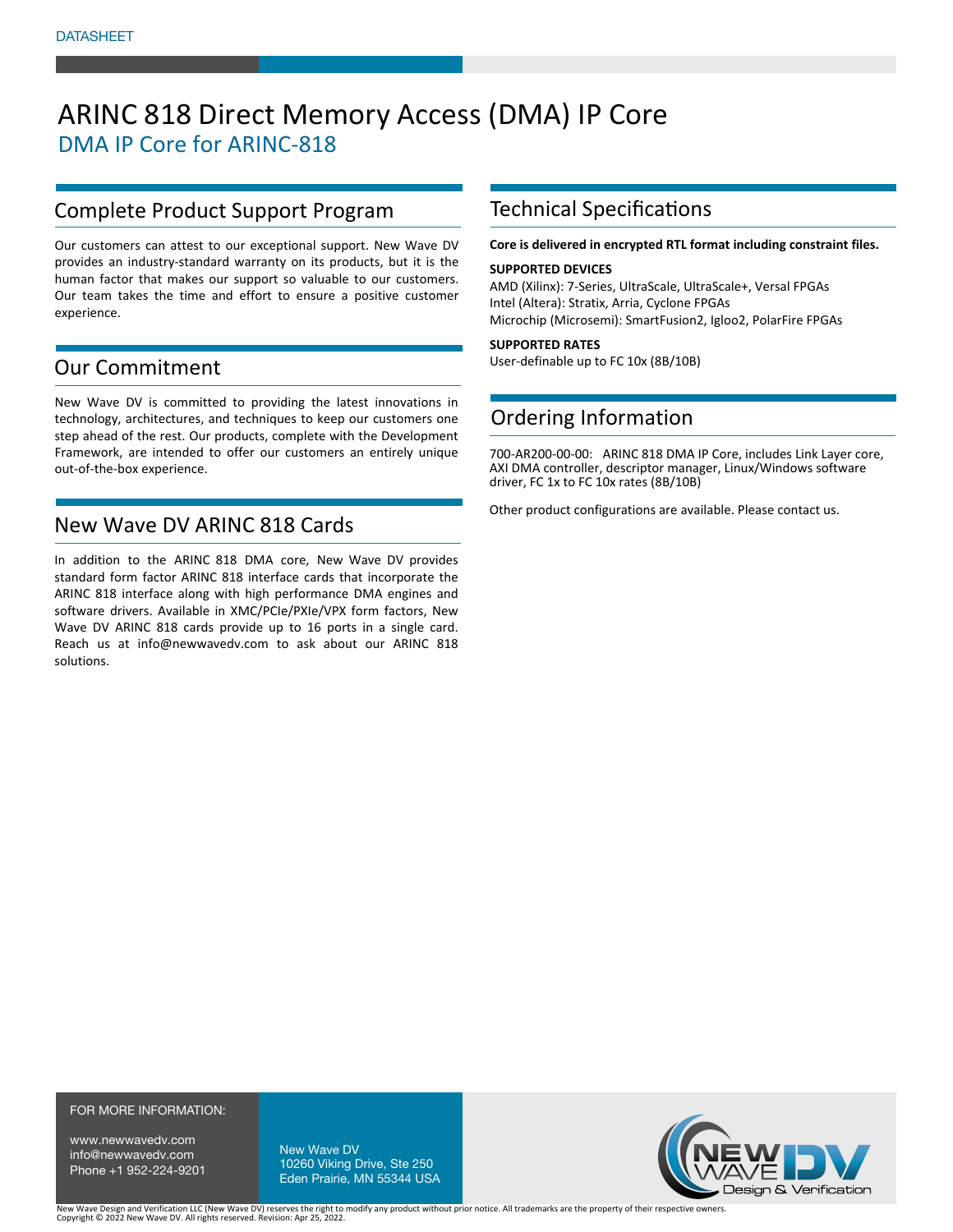DATASHEET

# ARINC 818 Direct Memory Access (DMA) IP Core

DMA IP Core for ARINC-818

## Complete Product Support Program

Our customers can attest to our exceptional support. New Wave DV provides an industry-standard warranty on its products, but it is the human factor that makes our support so valuable to our customers. Our team takes the time and effort to ensure a positive customer experience.

## Our Commitment

New Wave DV is committed to providing the latest innovations in technology, architectures, and techniques to keep our customers one step ahead of the rest. Our products, complete with the Development Framework, are intended to offer our customers an entirely unique out-of-the-box experience.

## New Wave DV ARINC 818 Cards

In addition to the ARINC 818 DMA core, New Wave DV provides standard form factor ARINC 818 interface cards that incorporate the ARINC 818 interface along with high performance DMA engines and software drivers. Available in XMC/PCIe/PXIe/VPX form factors, New Wave DV ARINC 818 cards provide up to 16 ports in a single card. Reach us at info@newwavedv.com to ask about our ARINC 818 solutions.

## Technical Specifications

**Core is delivered in encrypted RTL format including constraint files.**

**SUPPORTED DEVICES**

AMD (Xilinx): 7-Series, UltraScale, UltraScale+, Versal FPGAs
Intel (Altera): Stratix, Arria, Cyclone FPGAs
Microchip (Microsemi): SmartFusion2, Igloo2, PolarFire FPGAs

**SUPPORTED RATES**

User-definable up to FC 10x (8B/10B)

## Ordering Information

700-AR200-00-00: ARINC 818 DMA IP Core, includes Link Layer core, AXI DMA controller, descriptor manager, Linux/Windows software driver, FC 1x to FC 10x rates (8B/10B)

Other product configurations are available. Please contact us.

FOR MORE INFORMATION:

www.newwavedv.com
info@newwavedv.com
Phone +1 952-224-9201

New Wave DV
10260 Viking Drive, Ste 250
Eden Prairie, MN 55344 USA

NEW WAVE DV Design & Verification

New Wave Design and Verification LLC (New Wave DV) reserves the right to modify any product without prior notice. All trademarks are the property of their respective owners.
Copyright © 2022 New Wave DV. All rights reserved. Revision: Apr 25, 2022.